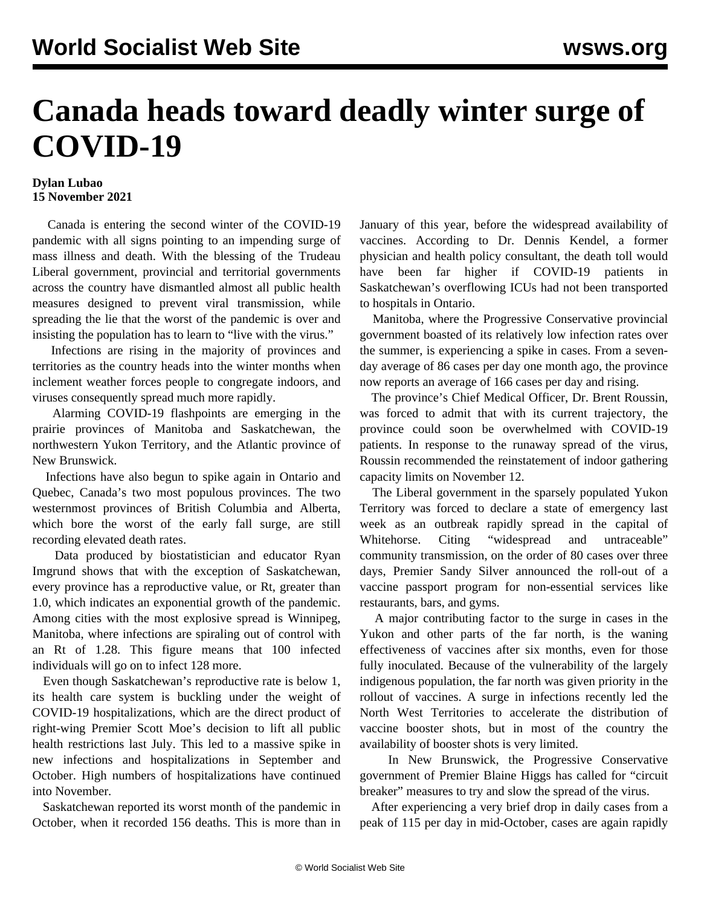# Canada heads toward deadly winter surge of COVID-19

**Dylan Lubao**
**15 November 2021**

Canada is entering the second winter of the COVID-19 pandemic with all signs pointing to an impending surge of mass illness and death. With the blessing of the Trudeau Liberal government, provincial and territorial governments across the country have dismantled almost all public health measures designed to prevent viral transmission, while spreading the lie that the worst of the pandemic is over and insisting the population has to learn to "live with the virus."

Infections are rising in the majority of provinces and territories as the country heads into the winter months when inclement weather forces people to congregate indoors, and viruses consequently spread much more rapidly.

Alarming COVID-19 flashpoints are emerging in the prairie provinces of Manitoba and Saskatchewan, the northwestern Yukon Territory, and the Atlantic province of New Brunswick.

Infections have also begun to spike again in Ontario and Quebec, Canada's two most populous provinces. The two westernmost provinces of British Columbia and Alberta, which bore the worst of the early fall surge, are still recording elevated death rates.

Data produced by biostatistician and educator Ryan Imgrund shows that with the exception of Saskatchewan, every province has a reproductive value, or Rt, greater than 1.0, which indicates an exponential growth of the pandemic. Among cities with the most explosive spread is Winnipeg, Manitoba, where infections are spiraling out of control with an Rt of 1.28. This figure means that 100 infected individuals will go on to infect 128 more.

Even though Saskatchewan's reproductive rate is below 1, its health care system is buckling under the weight of COVID-19 hospitalizations, which are the direct product of right-wing Premier Scott Moe's decision to lift all public health restrictions last July. This led to a massive spike in new infections and hospitalizations in September and October. High numbers of hospitalizations have continued into November.

Saskatchewan reported its worst month of the pandemic in October, when it recorded 156 deaths. This is more than in January of this year, before the widespread availability of vaccines. According to Dr. Dennis Kendel, a former physician and health policy consultant, the death toll would have been far higher if COVID-19 patients in Saskatchewan's overflowing ICUs had not been transported to hospitals in Ontario.

Manitoba, where the Progressive Conservative provincial government boasted of its relatively low infection rates over the summer, is experiencing a spike in cases. From a seven-day average of 86 cases per day one month ago, the province now reports an average of 166 cases per day and rising.

The province's Chief Medical Officer, Dr. Brent Roussin, was forced to admit that with its current trajectory, the province could soon be overwhelmed with COVID-19 patients. In response to the runaway spread of the virus, Roussin recommended the reinstatement of indoor gathering capacity limits on November 12.

The Liberal government in the sparsely populated Yukon Territory was forced to declare a state of emergency last week as an outbreak rapidly spread in the capital of Whitehorse. Citing "widespread and untraceable" community transmission, on the order of 80 cases over three days, Premier Sandy Silver announced the roll-out of a vaccine passport program for non-essential services like restaurants, bars, and gyms.

A major contributing factor to the surge in cases in the Yukon and other parts of the far north, is the waning effectiveness of vaccines after six months, even for those fully inoculated. Because of the vulnerability of the largely indigenous population, the far north was given priority in the rollout of vaccines. A surge in infections recently led the North West Territories to accelerate the distribution of vaccine booster shots, but in most of the country the availability of booster shots is very limited.

In New Brunswick, the Progressive Conservative government of Premier Blaine Higgs has called for "circuit breaker" measures to try and slow the spread of the virus.

After experiencing a very brief drop in daily cases from a peak of 115 per day in mid-October, cases are again rapidly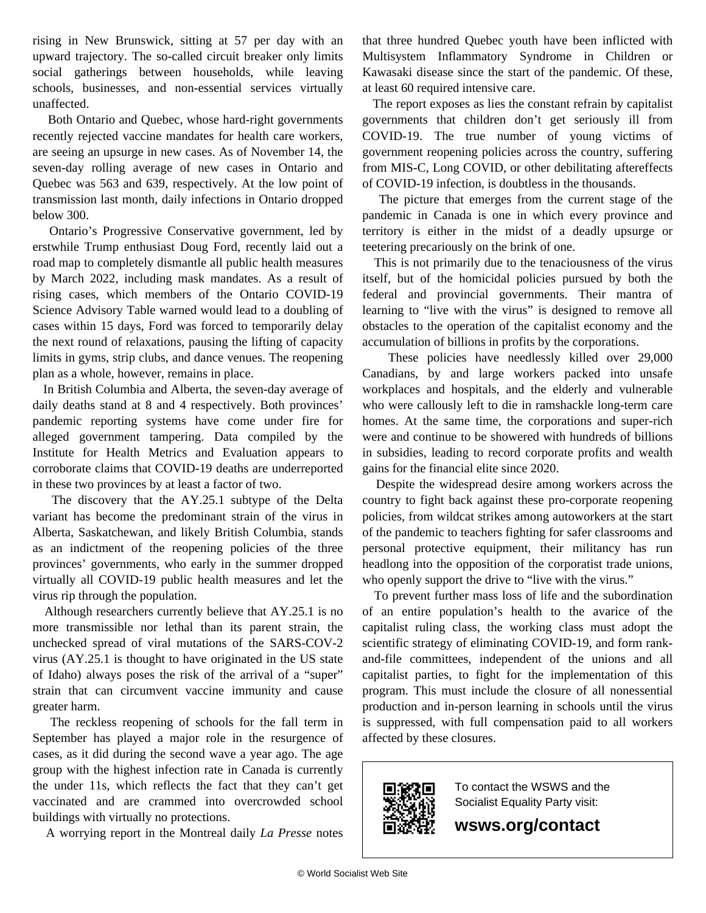rising in New Brunswick, sitting at 57 per day with an upward trajectory. The so-called circuit breaker only limits social gatherings between households, while leaving schools, businesses, and non-essential services virtually unaffected.

Both Ontario and Quebec, whose hard-right governments recently rejected vaccine mandates for health care workers, are seeing an upsurge in new cases. As of November 14, the seven-day rolling average of new cases in Ontario and Quebec was 563 and 639, respectively. At the low point of transmission last month, daily infections in Ontario dropped below 300.

Ontario's Progressive Conservative government, led by erstwhile Trump enthusiast Doug Ford, recently laid out a road map to completely dismantle all public health measures by March 2022, including mask mandates. As a result of rising cases, which members of the Ontario COVID-19 Science Advisory Table warned would lead to a doubling of cases within 15 days, Ford was forced to temporarily delay the next round of relaxations, pausing the lifting of capacity limits in gyms, strip clubs, and dance venues. The reopening plan as a whole, however, remains in place.

In British Columbia and Alberta, the seven-day average of daily deaths stand at 8 and 4 respectively. Both provinces' pandemic reporting systems have come under fire for alleged government tampering. Data compiled by the Institute for Health Metrics and Evaluation appears to corroborate claims that COVID-19 deaths are underreported in these two provinces by at least a factor of two.

The discovery that the AY.25.1 subtype of the Delta variant has become the predominant strain of the virus in Alberta, Saskatchewan, and likely British Columbia, stands as an indictment of the reopening policies of the three provinces' governments, who early in the summer dropped virtually all COVID-19 public health measures and let the virus rip through the population.

Although researchers currently believe that AY.25.1 is no more transmissible nor lethal than its parent strain, the unchecked spread of viral mutations of the SARS-COV-2 virus (AY.25.1 is thought to have originated in the US state of Idaho) always poses the risk of the arrival of a "super" strain that can circumvent vaccine immunity and cause greater harm.

The reckless reopening of schools for the fall term in September has played a major role in the resurgence of cases, as it did during the second wave a year ago. The age group with the highest infection rate in Canada is currently the under 11s, which reflects the fact that they can't get vaccinated and are crammed into overcrowded school buildings with virtually no protections.

A worrying report in the Montreal daily *La Presse* notes that three hundred Quebec youth have been inflicted with Multisystem Inflammatory Syndrome in Children or Kawasaki disease since the start of the pandemic. Of these, at least 60 required intensive care.

The report exposes as lies the constant refrain by capitalist governments that children don't get seriously ill from COVID-19. The true number of young victims of government reopening policies across the country, suffering from MIS-C, Long COVID, or other debilitating aftereffects of COVID-19 infection, is doubtless in the thousands.

The picture that emerges from the current stage of the pandemic in Canada is one in which every province and territory is either in the midst of a deadly upsurge or teetering precariously on the brink of one.

This is not primarily due to the tenaciousness of the virus itself, but of the homicidal policies pursued by both the federal and provincial governments. Their mantra of learning to "live with the virus" is designed to remove all obstacles to the operation of the capitalist economy and the accumulation of billions in profits by the corporations.

These policies have needlessly killed over 29,000 Canadians, by and large workers packed into unsafe workplaces and hospitals, and the elderly and vulnerable who were callously left to die in ramshackle long-term care homes. At the same time, the corporations and super-rich were and continue to be showered with hundreds of billions in subsidies, leading to record corporate profits and wealth gains for the financial elite since 2020.

Despite the widespread desire among workers across the country to fight back against these pro-corporate reopening policies, from wildcat strikes among autoworkers at the start of the pandemic to teachers fighting for safer classrooms and personal protective equipment, their militancy has run headlong into the opposition of the corporatist trade unions, who openly support the drive to "live with the virus."

To prevent further mass loss of life and the subordination of an entire population's health to the avarice of the capitalist ruling class, the working class must adopt the scientific strategy of eliminating COVID-19, and form rank-and-file committees, independent of the unions and all capitalist parties, to fight for the implementation of this program. This must include the closure of all nonessential production and in-person learning in schools until the virus is suppressed, with full compensation paid to all workers affected by these closures.

To contact the WSWS and the Socialist Equality Party visit:

**wsws.org/contact**